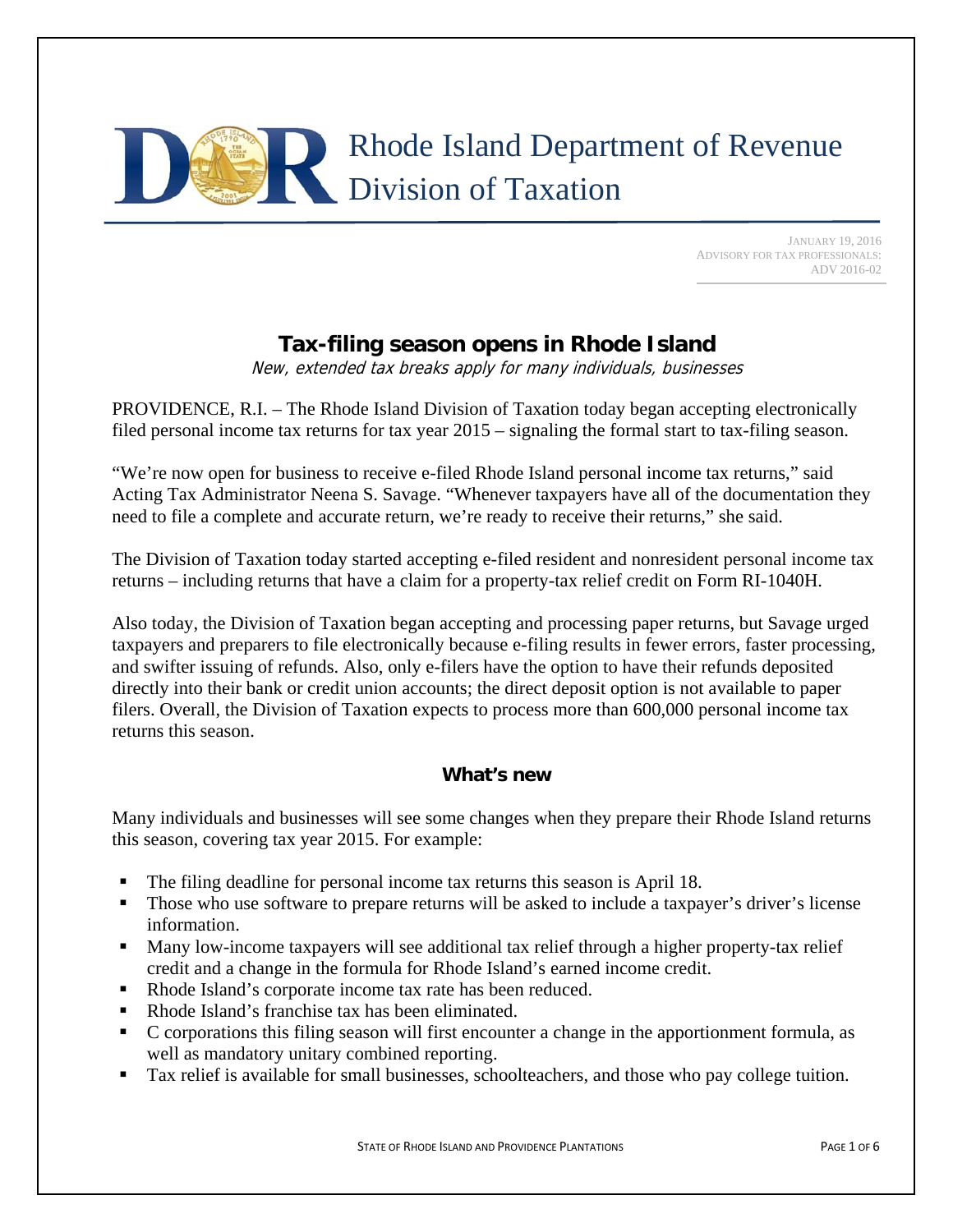# Rhode Island Department of Revenue
# Division of Taxation

JANUARY 19, 2016
ADVISORY FOR TAX PROFESSIONALS:
ADV 2016-02

## Tax-filing season opens in Rhode Island

*New, extended tax breaks apply for many individuals, businesses*

PROVIDENCE, R.I. – The Rhode Island Division of Taxation today began accepting electronically filed personal income tax returns for tax year 2015 – signaling the formal start to tax-filing season.

"We're now open for business to receive e-filed Rhode Island personal income tax returns," said Acting Tax Administrator Neena S. Savage. "Whenever taxpayers have all of the documentation they need to file a complete and accurate return, we're ready to receive their returns," she said.

The Division of Taxation today started accepting e-filed resident and nonresident personal income tax returns – including returns that have a claim for a property-tax relief credit on Form RI-1040H.

Also today, the Division of Taxation began accepting and processing paper returns, but Savage urged taxpayers and preparers to file electronically because e-filing results in fewer errors, faster processing, and swifter issuing of refunds. Also, only e-filers have the option to have their refunds deposited directly into their bank or credit union accounts; the direct deposit option is not available to paper filers. Overall, the Division of Taxation expects to process more than 600,000 personal income tax returns this season.

### What's new

Many individuals and businesses will see some changes when they prepare their Rhode Island returns this season, covering tax year 2015. For example:

- The filing deadline for personal income tax returns this season is April 18.
- Those who use software to prepare returns will be asked to include a taxpayer's driver's license information.
- Many low-income taxpayers will see additional tax relief through a higher property-tax relief credit and a change in the formula for Rhode Island's earned income credit.
- Rhode Island's corporate income tax rate has been reduced.
- Rhode Island's franchise tax has been eliminated.
- C corporations this filing season will first encounter a change in the apportionment formula, as well as mandatory unitary combined reporting.
- Tax relief is available for small businesses, schoolteachers, and those who pay college tuition.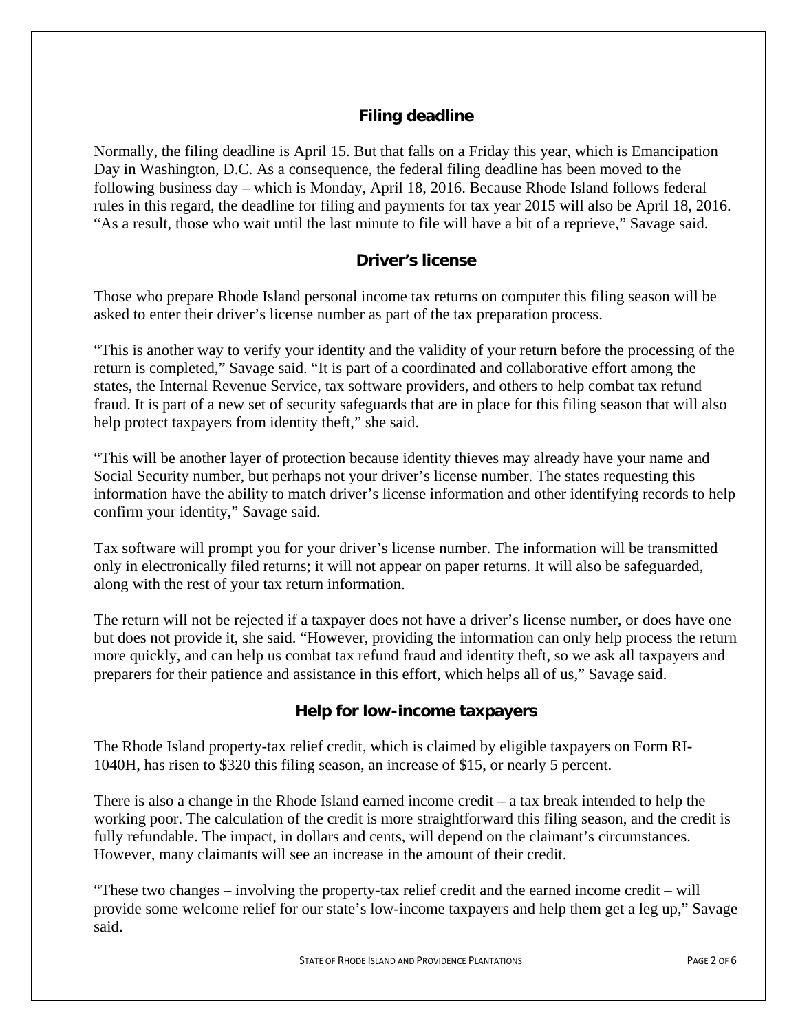## Filing deadline

Normally, the filing deadline is April 15. But that falls on a Friday this year, which is Emancipation Day in Washington, D.C. As a consequence, the federal filing deadline has been moved to the following business day – which is Monday, April 18, 2016. Because Rhode Island follows federal rules in this regard, the deadline for filing and payments for tax year 2015 will also be April 18, 2016. "As a result, those who wait until the last minute to file will have a bit of a reprieve," Savage said.

## Driver's license

Those who prepare Rhode Island personal income tax returns on computer this filing season will be asked to enter their driver's license number as part of the tax preparation process.

"This is another way to verify your identity and the validity of your return before the processing of the return is completed," Savage said. "It is part of a coordinated and collaborative effort among the states, the Internal Revenue Service, tax software providers, and others to help combat tax refund fraud. It is part of a new set of security safeguards that are in place for this filing season that will also help protect taxpayers from identity theft," she said.

"This will be another layer of protection because identity thieves may already have your name and Social Security number, but perhaps not your driver's license number. The states requesting this information have the ability to match driver's license information and other identifying records to help confirm your identity," Savage said.

Tax software will prompt you for your driver's license number. The information will be transmitted only in electronically filed returns; it will not appear on paper returns. It will also be safeguarded, along with the rest of your tax return information.

The return will not be rejected if a taxpayer does not have a driver's license number, or does have one but does not provide it, she said. "However, providing the information can only help process the return more quickly, and can help us combat tax refund fraud and identity theft, so we ask all taxpayers and preparers for their patience and assistance in this effort, which helps all of us," Savage said.

## Help for low-income taxpayers

The Rhode Island property-tax relief credit, which is claimed by eligible taxpayers on Form RI-1040H, has risen to $320 this filing season, an increase of $15, or nearly 5 percent.

There is also a change in the Rhode Island earned income credit – a tax break intended to help the working poor. The calculation of the credit is more straightforward this filing season, and the credit is fully refundable. The impact, in dollars and cents, will depend on the claimant's circumstances. However, many claimants will see an increase in the amount of their credit.

"These two changes – involving the property-tax relief credit and the earned income credit – will provide some welcome relief for our state's low-income taxpayers and help them get a leg up," Savage said.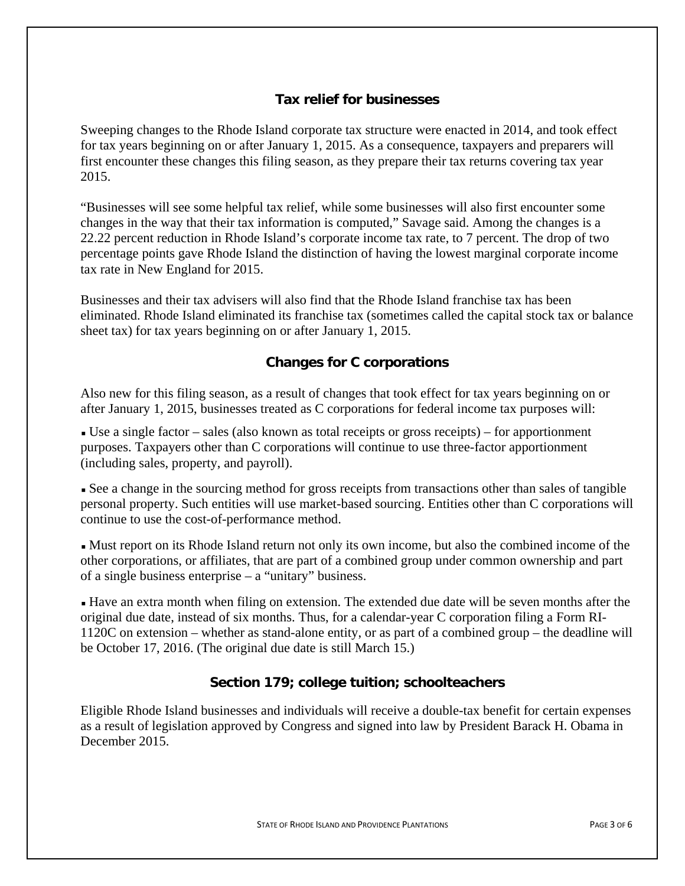## Tax relief for businesses

Sweeping changes to the Rhode Island corporate tax structure were enacted in 2014, and took effect for tax years beginning on or after January 1, 2015. As a consequence, taxpayers and preparers will first encounter these changes this filing season, as they prepare their tax returns covering tax year 2015.

"Businesses will see some helpful tax relief, while some businesses will also first encounter some changes in the way that their tax information is computed," Savage said. Among the changes is a 22.22 percent reduction in Rhode Island's corporate income tax rate, to 7 percent. The drop of two percentage points gave Rhode Island the distinction of having the lowest marginal corporate income tax rate in New England for 2015.

Businesses and their tax advisers will also find that the Rhode Island franchise tax has been eliminated. Rhode Island eliminated its franchise tax (sometimes called the capital stock tax or balance sheet tax) for tax years beginning on or after January 1, 2015.

## Changes for C corporations

Also new for this filing season, as a result of changes that took effect for tax years beginning on or after January 1, 2015, businesses treated as C corporations for federal income tax purposes will:

- Use a single factor – sales (also known as total receipts or gross receipts) – for apportionment purposes. Taxpayers other than C corporations will continue to use three-factor apportionment (including sales, property, and payroll).

- See a change in the sourcing method for gross receipts from transactions other than sales of tangible personal property. Such entities will use market-based sourcing. Entities other than C corporations will continue to use the cost-of-performance method.

- Must report on its Rhode Island return not only its own income, but also the combined income of the other corporations, or affiliates, that are part of a combined group under common ownership and part of a single business enterprise – a "unitary" business.

- Have an extra month when filing on extension. The extended due date will be seven months after the original due date, instead of six months. Thus, for a calendar-year C corporation filing a Form RI-1120C on extension – whether as stand-alone entity, or as part of a combined group – the deadline will be October 17, 2016. (The original due date is still March 15.)

## Section 179; college tuition; schoolteachers

Eligible Rhode Island businesses and individuals will receive a double-tax benefit for certain expenses as a result of legislation approved by Congress and signed into law by President Barack H. Obama in December 2015.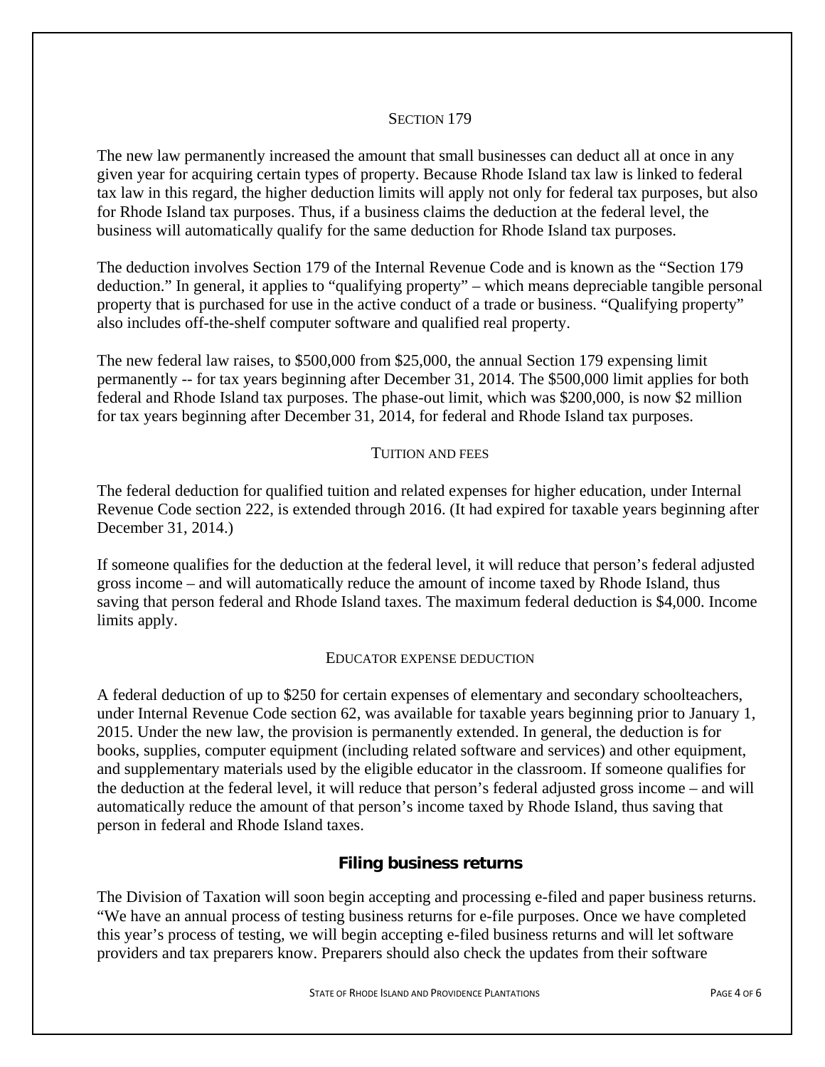### SECTION 179

The new law permanently increased the amount that small businesses can deduct all at once in any given year for acquiring certain types of property. Because Rhode Island tax law is linked to federal tax law in this regard, the higher deduction limits will apply not only for federal tax purposes, but also for Rhode Island tax purposes. Thus, if a business claims the deduction at the federal level, the business will automatically qualify for the same deduction for Rhode Island tax purposes.

The deduction involves Section 179 of the Internal Revenue Code and is known as the "Section 179 deduction." In general, it applies to "qualifying property" – which means depreciable tangible personal property that is purchased for use in the active conduct of a trade or business. "Qualifying property" also includes off-the-shelf computer software and qualified real property.

The new federal law raises, to $500,000 from $25,000, the annual Section 179 expensing limit permanently -- for tax years beginning after December 31, 2014. The $500,000 limit applies for both federal and Rhode Island tax purposes. The phase-out limit, which was $200,000, is now $2 million for tax years beginning after December 31, 2014, for federal and Rhode Island tax purposes.

### TUITION AND FEES

The federal deduction for qualified tuition and related expenses for higher education, under Internal Revenue Code section 222, is extended through 2016. (It had expired for taxable years beginning after December 31, 2014.)

If someone qualifies for the deduction at the federal level, it will reduce that person's federal adjusted gross income – and will automatically reduce the amount of income taxed by Rhode Island, thus saving that person federal and Rhode Island taxes. The maximum federal deduction is $4,000. Income limits apply.

### EDUCATOR EXPENSE DEDUCTION

A federal deduction of up to $250 for certain expenses of elementary and secondary schoolteachers, under Internal Revenue Code section 62, was available for taxable years beginning prior to January 1, 2015. Under the new law, the provision is permanently extended. In general, the deduction is for books, supplies, computer equipment (including related software and services) and other equipment, and supplementary materials used by the eligible educator in the classroom. If someone qualifies for the deduction at the federal level, it will reduce that person's federal adjusted gross income – and will automatically reduce the amount of that person's income taxed by Rhode Island, thus saving that person in federal and Rhode Island taxes.

## Filing business returns

The Division of Taxation will soon begin accepting and processing e-filed and paper business returns. "We have an annual process of testing business returns for e-file purposes. Once we have completed this year's process of testing, we will begin accepting e-filed business returns and will let software providers and tax preparers know. Preparers should also check the updates from their software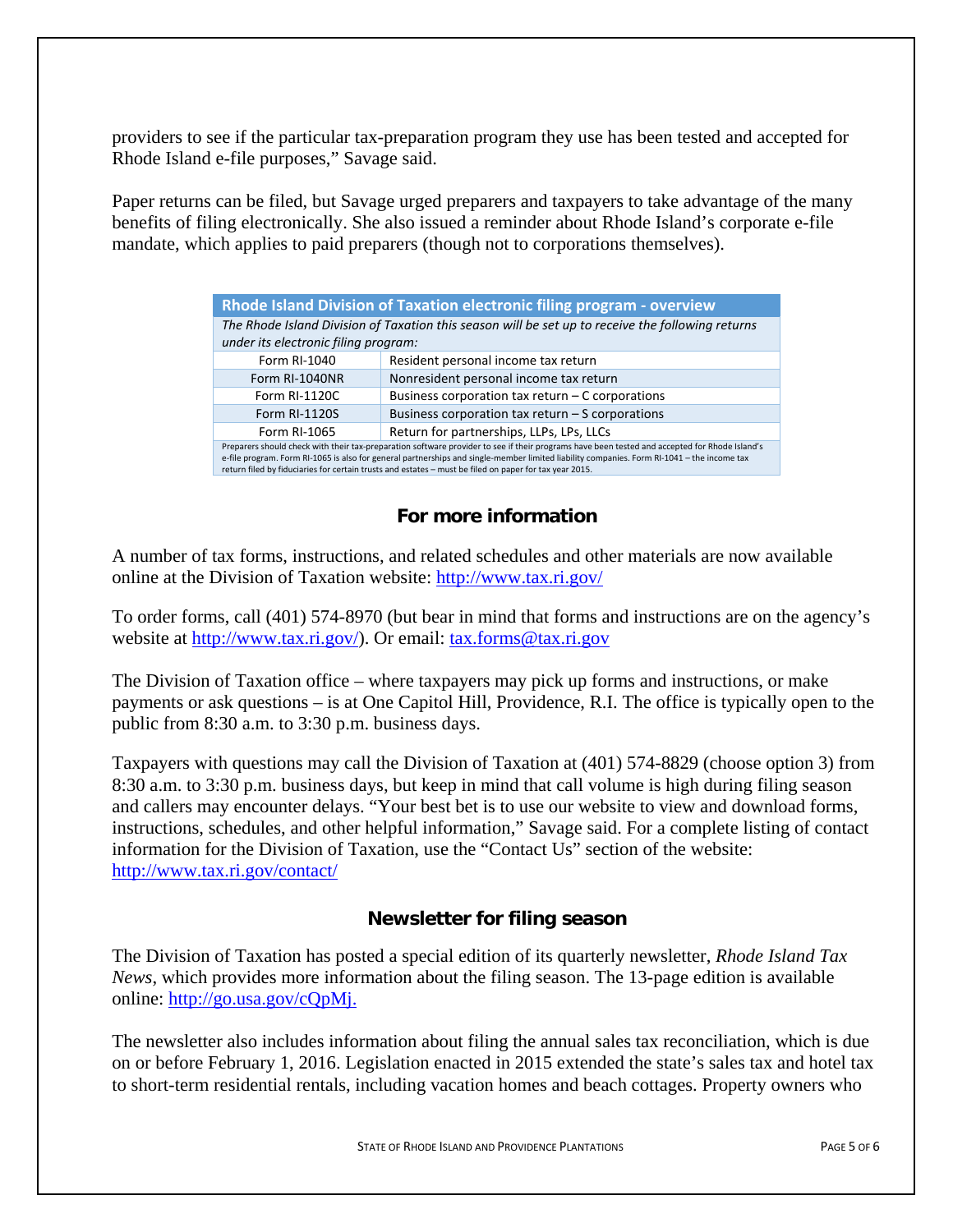providers to see if the particular tax-preparation program they use has been tested and accepted for Rhode Island e-file purposes," Savage said.

Paper returns can be filed, but Savage urged preparers and taxpayers to take advantage of the many benefits of filing electronically. She also issued a reminder about Rhode Island's corporate e-file mandate, which applies to paid preparers (though not to corporations themselves).

| Rhode Island Division of Taxation electronic filing program - overview | |
|---|---|
| *The Rhode Island Division of Taxation this season will be set up to receive the following returns under its electronic filing program:* | |
| Form RI-1040 | Resident personal income tax return |
| Form RI-1040NR | Nonresident personal income tax return |
| Form RI-1120C | Business corporation tax return – C corporations |
| Form RI-1120S | Business corporation tax return – S corporations |
| Form RI-1065 | Return for partnerships, LLPs, LPs, LLCs |
| Preparers should check with their tax-preparation software provider to see if their programs have been tested and accepted for Rhode Island's e-file program. Form RI-1065 is also for general partnerships and single-member limited liability companies. Form RI-1041 – the income tax return filed by fiduciaries for certain trusts and estates – must be filed on paper for tax year 2015. | |

## For more information

A number of tax forms, instructions, and related schedules and other materials are now available online at the Division of Taxation website: http://www.tax.ri.gov/

To order forms, call (401) 574-8970 (but bear in mind that forms and instructions are on the agency's website at http://www.tax.ri.gov/). Or email: tax.forms@tax.ri.gov

The Division of Taxation office – where taxpayers may pick up forms and instructions, or make payments or ask questions – is at One Capitol Hill, Providence, R.I. The office is typically open to the public from 8:30 a.m. to 3:30 p.m. business days.

Taxpayers with questions may call the Division of Taxation at (401) 574-8829 (choose option 3) from 8:30 a.m. to 3:30 p.m. business days, but keep in mind that call volume is high during filing season and callers may encounter delays. "Your best bet is to use our website to view and download forms, instructions, schedules, and other helpful information," Savage said. For a complete listing of contact information for the Division of Taxation, use the "Contact Us" section of the website: http://www.tax.ri.gov/contact/

## Newsletter for filing season

The Division of Taxation has posted a special edition of its quarterly newsletter, *Rhode Island Tax News*, which provides more information about the filing season. The 13-page edition is available online: http://go.usa.gov/cQpMj.

The newsletter also includes information about filing the annual sales tax reconciliation, which is due on or before February 1, 2016. Legislation enacted in 2015 extended the state's sales tax and hotel tax to short-term residential rentals, including vacation homes and beach cottages. Property owners who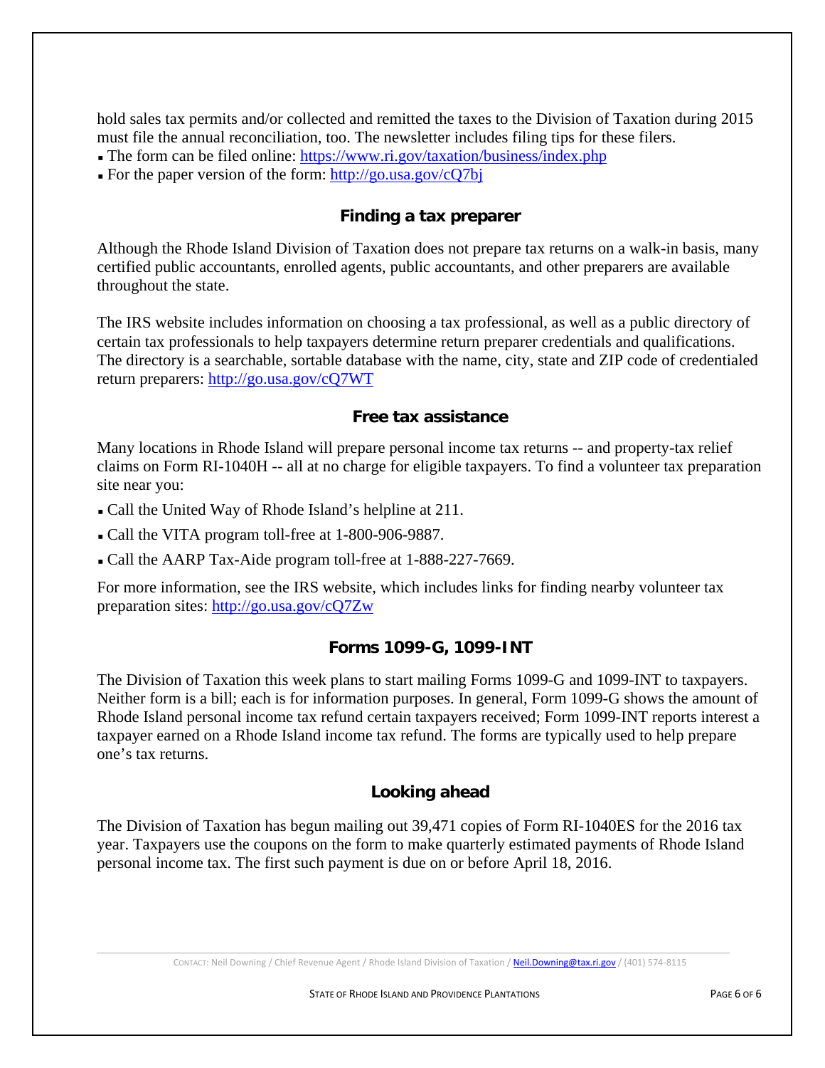hold sales tax permits and/or collected and remitted the taxes to the Division of Taxation during 2015 must file the annual reconciliation, too. The newsletter includes filing tips for these filers.

- The form can be filed online: https://www.ri.gov/taxation/business/index.php
- For the paper version of the form: http://go.usa.gov/cQ7bj

## Finding a tax preparer

Although the Rhode Island Division of Taxation does not prepare tax returns on a walk-in basis, many certified public accountants, enrolled agents, public accountants, and other preparers are available throughout the state.

The IRS website includes information on choosing a tax professional, as well as a public directory of certain tax professionals to help taxpayers determine return preparer credentials and qualifications. The directory is a searchable, sortable database with the name, city, state and ZIP code of credentialed return preparers: http://go.usa.gov/cQ7WT

## Free tax assistance

Many locations in Rhode Island will prepare personal income tax returns -- and property-tax relief claims on Form RI-1040H -- all at no charge for eligible taxpayers. To find a volunteer tax preparation site near you:

- Call the United Way of Rhode Island's helpline at 211.
- Call the VITA program toll-free at 1-800-906-9887.
- Call the AARP Tax-Aide program toll-free at 1-888-227-7669.

For more information, see the IRS website, which includes links for finding nearby volunteer tax preparation sites: http://go.usa.gov/cQ7Zw

## Forms 1099-G, 1099-INT

The Division of Taxation this week plans to start mailing Forms 1099-G and 1099-INT to taxpayers. Neither form is a bill; each is for information purposes. In general, Form 1099-G shows the amount of Rhode Island personal income tax refund certain taxpayers received; Form 1099-INT reports interest a taxpayer earned on a Rhode Island income tax refund. The forms are typically used to help prepare one's tax returns.

## Looking ahead

The Division of Taxation has begun mailing out 39,471 copies of Form RI-1040ES for the 2016 tax year. Taxpayers use the coupons on the form to make quarterly estimated payments of Rhode Island personal income tax. The first such payment is due on or before April 18, 2016.

CONTACT: Neil Downing / Chief Revenue Agent / Rhode Island Division of Taxation / Neil.Downing@tax.ri.gov / (401) 574-8115